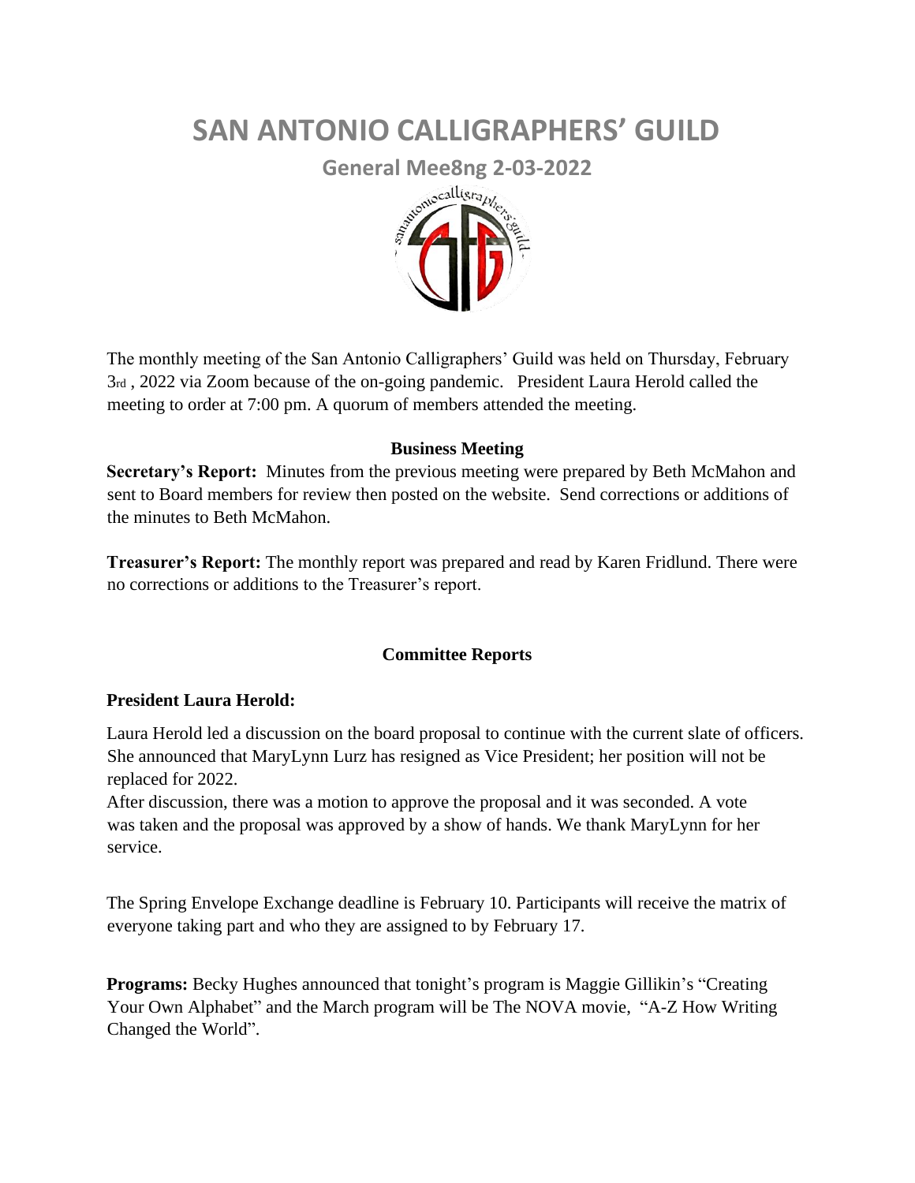# SAN ANTONIO CALLIGRAPHERS' GUILD

## General Mee8ng 2-03-2022

The monthly meeting of the San Antonio Calligraphers' Guild was held on Thursday, February 3rd , 2022 via Zoom because of the on-going pandemic. President Laura Herold called the meeting to order at 7:00 pm. A quorum of members attended the meeting.

### Business Meeting

**Secretary's Report:** Minutes from the previous meeting were prepared by Beth McMahon and sent to Board members for review then posted on the website. Send corrections or additions of the minutes to Beth McMahon.

**Treasurer's Report:** The monthly report was prepared and read by Karen Fridlund. There were no corrections or additions to the Treasurer's report.

### Committee Reports

**President Laura Herold:**

Laura Herold led a discussion on the board proposal to continue with the current slate of officers. She announced that MaryLynn Lurz has resigned as Vice President; her position will not be replaced for 2022.

After discussion, there was a motion to approve the proposal and it was seconded. A vote was taken and the proposal was approved by a show of hands. We thank MaryLynn for her service.

The Spring Envelope Exchange deadline is February 10. Participants will receive the matrix of everyone taking part and who they are assigned to by February 17.

**Programs:** Becky Hughes announced that tonight's program is Maggie Gillikin's "Creating Your Own Alphabet" and the March program will be The NOVA movie, "A-Z How Writing Changed the World".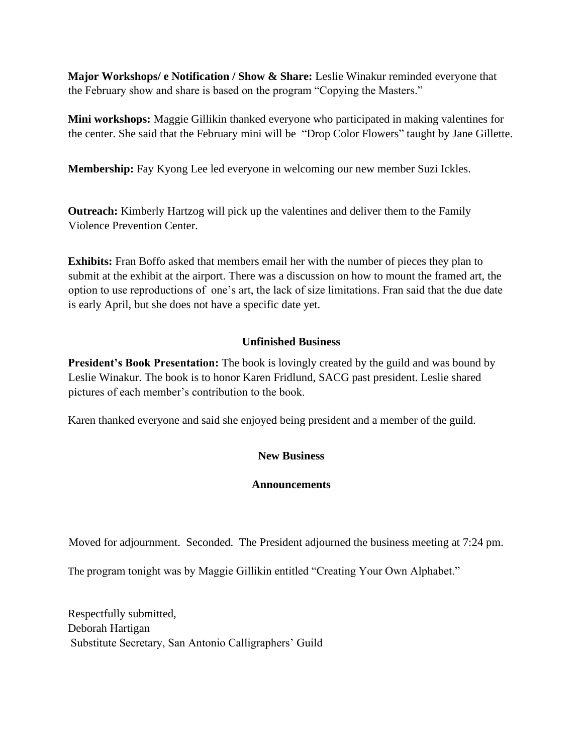**Major Workshops/ e Notification / Show & Share:** Leslie Winakur reminded everyone that the February show and share is based on the program "Copying the Masters."

**Mini workshops:** Maggie Gillikin thanked everyone who participated in making valentines for the center. She said that the February mini will be "Drop Color Flowers" taught by Jane Gillette.

**Membership:** Fay Kyong Lee led everyone in welcoming our new member Suzi Ickles.

**Outreach:** Kimberly Hartzog will pick up the valentines and deliver them to the Family Violence Prevention Center.

**Exhibits:** Fran Boffo asked that members email her with the number of pieces they plan to submit at the exhibit at the airport. There was a discussion on how to mount the framed art, the option to use reproductions of one's art, the lack of size limitations. Fran said that the due date is early April, but she does not have a specific date yet.

## Unfinished Business

**President's Book Presentation:** The book is lovingly created by the guild and was bound by Leslie Winakur. The book is to honor Karen Fridlund, SACG past president. Leslie shared pictures of each member's contribution to the book.

Karen thanked everyone and said she enjoyed being president and a member of the guild.

## New Business

## Announcements

Moved for adjournment. Seconded. The President adjourned the business meeting at 7:24 pm.

The program tonight was by Maggie Gillikin entitled "Creating Your Own Alphabet."

Respectfully submitted,
Deborah Hartigan
Substitute Secretary, San Antonio Calligraphers' Guild